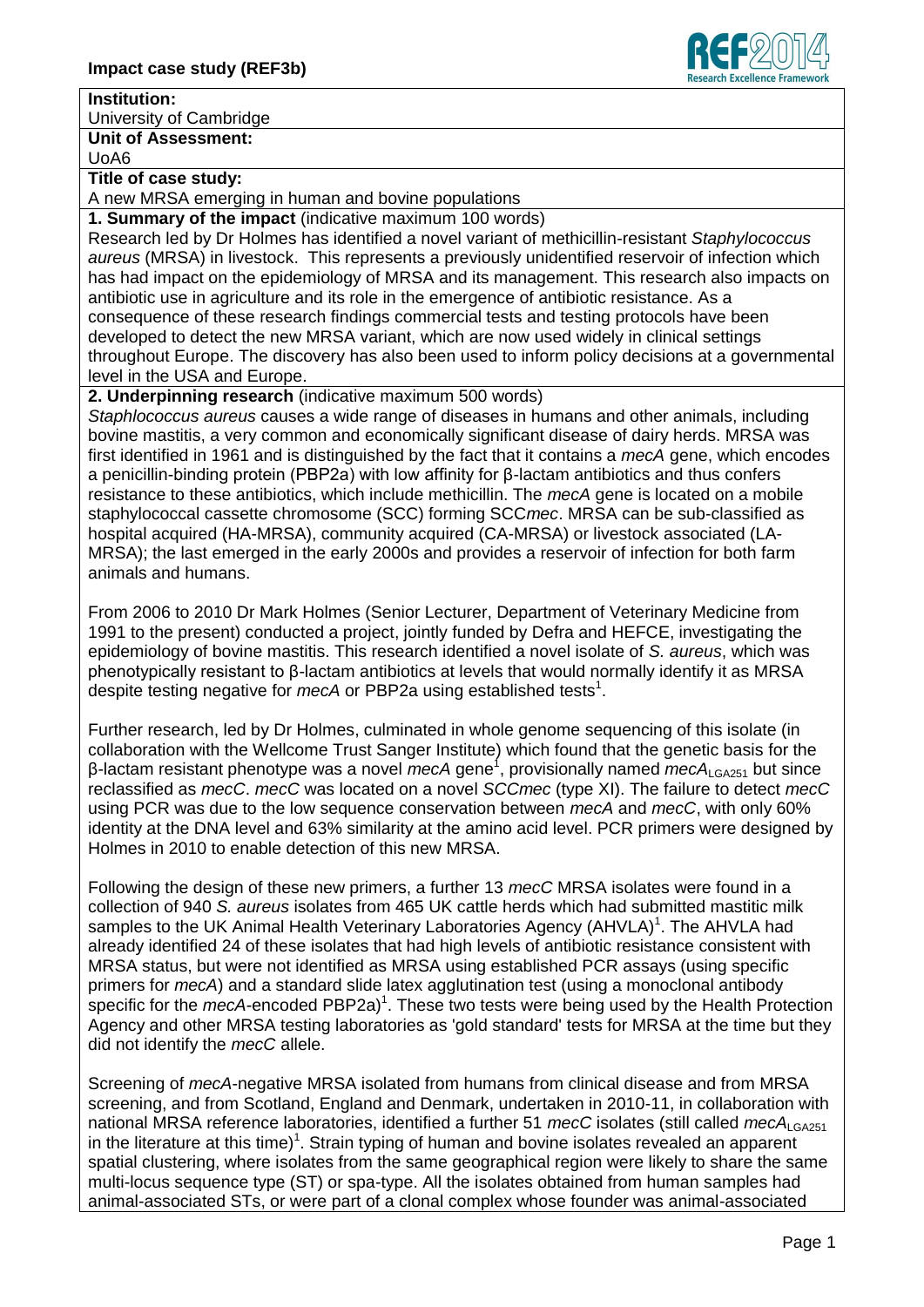**Impact case study (REF3b)**

**Institution:**
University of Cambridge

**Unit of Assessment:**
UoA6

**Title of case study:**
A new MRSA emerging in human and bovine populations

**1. Summary of the impact** (indicative maximum 100 words)

Research led by Dr Holmes has identified a novel variant of methicillin-resistant *Staphylococcus aureus* (MRSA) in livestock. This represents a previously unidentified reservoir of infection which has had impact on the epidemiology of MRSA and its management. This research also impacts on antibiotic use in agriculture and its role in the emergence of antibiotic resistance. As a consequence of these research findings commercial tests and testing protocols have been developed to detect the new MRSA variant, which are now used widely in clinical settings throughout Europe. The discovery has also been used to inform policy decisions at a governmental level in the USA and Europe.

**2. Underpinning research** (indicative maximum 500 words)

*Staphylococcus aureus* causes a wide range of diseases in humans and other animals, including bovine mastitis, a very common and economically significant disease of dairy herds. MRSA was first identified in 1961 and is distinguished by the fact that it contains a *mecA* gene, which encodes a penicillin-binding protein (PBP2a) with low affinity for β-lactam antibiotics and thus confers resistance to these antibiotics, which include methicillin. The *mecA* gene is located on a mobile staphylococcal cassette chromosome (SCC) forming SCC*mec*. MRSA can be sub-classified as hospital acquired (HA-MRSA), community acquired (CA-MRSA) or livestock associated (LA-MRSA); the last emerged in the early 2000s and provides a reservoir of infection for both farm animals and humans.

From 2006 to 2010 Dr Mark Holmes (Senior Lecturer, Department of Veterinary Medicine from 1991 to the present) conducted a project, jointly funded by Defra and HEFCE, investigating the epidemiology of bovine mastitis. This research identified a novel isolate of *S. aureus*, which was phenotypically resistant to β-lactam antibiotics at levels that would normally identify it as MRSA despite testing negative for *mecA* or PBP2a using established tests[1].

Further research, led by Dr Holmes, culminated in whole genome sequencing of this isolate (in collaboration with the Wellcome Trust Sanger Institute) which found that the genetic basis for the β-lactam resistant phenotype was a novel *mecA* gene[1], provisionally named $mecA_{LGA251}$ but since reclassified as *mecC*. *mecC* was located on a novel *SCCmec* (type XI). The failure to detect *mecC* using PCR was due to the low sequence conservation between *mecA* and *mecC*, with only 60% identity at the DNA level and 63% similarity at the amino acid level. PCR primers were designed by Holmes in 2010 to enable detection of this new MRSA.

Following the design of these new primers, a further 13 *mecC* MRSA isolates were found in a collection of 940 *S. aureus* isolates from 465 UK cattle herds which had submitted mastitic milk samples to the UK Animal Health Veterinary Laboratories Agency (AHVLA)[1]. The AHVLA had already identified 24 of these isolates that had high levels of antibiotic resistance consistent with MRSA status, but were not identified as MRSA using established PCR assays (using specific primers for *mecA*) and a standard slide latex agglutination test (using a monoclonal antibody specific for the *mecA*-encoded PBP2a)[1]. These two tests were being used by the Health Protection Agency and other MRSA testing laboratories as 'gold standard' tests for MRSA at the time but they did not identify the *mecC* allele.

Screening of *mecA*-negative MRSA isolated from humans from clinical disease and from MRSA screening, and from Scotland, England and Denmark, undertaken in 2010-11, in collaboration with national MRSA reference laboratories, identified a further 51 *mecC* isolates (still called $mecA_{LGA251}$ in the literature at this time)[1]. Strain typing of human and bovine isolates revealed an apparent spatial clustering, where isolates from the same geographical region were likely to share the same multi-locus sequence type (ST) or spa-type. All the isolates obtained from human samples had animal-associated STs, or were part of a clonal complex whose founder was animal-associated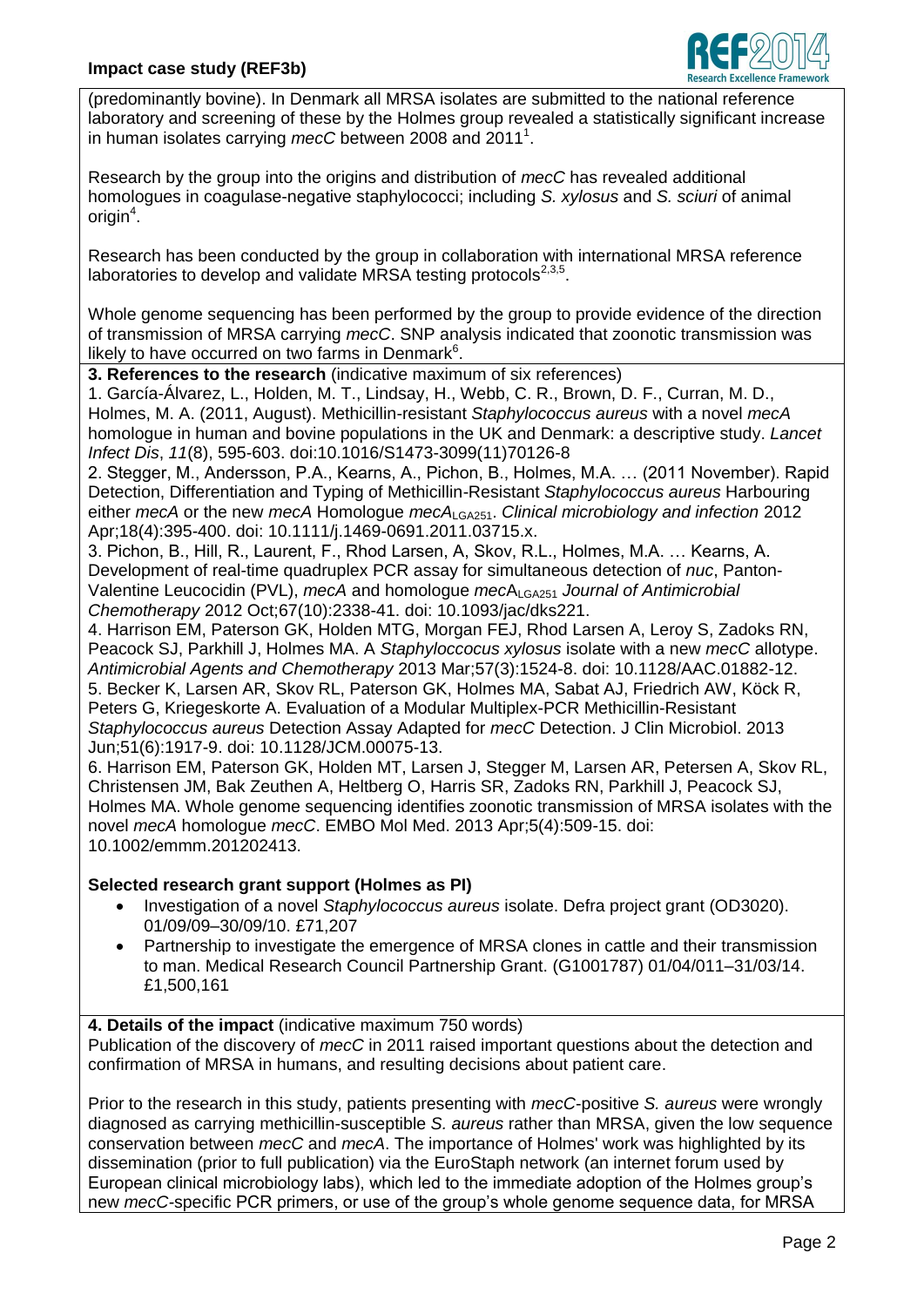(predominantly bovine). In Denmark all MRSA isolates are submitted to the national reference laboratory and screening of these by the Holmes group revealed a statistically significant increase in human isolates carrying *mecC* between 2008 and 2011[1].

Research by the group into the origins and distribution of *mecC* has revealed additional homologues in coagulase-negative staphylococci; including *S. xylosus* and *S. sciuri* of animal origin[4].

Research has been conducted by the group in collaboration with international MRSA reference laboratories to develop and validate MRSA testing protocols[2,3,5].

Whole genome sequencing has been performed by the group to provide evidence of the direction of transmission of MRSA carrying *mecC*. SNP analysis indicated that zoonotic transmission was likely to have occurred on two farms in Denmark[6].

**3. References to the research** (indicative maximum of six references)

1. García-Álvarez, L., Holden, M. T., Lindsay, H., Webb, C. R., Brown, D. F., Curran, M. D., Holmes, M. A. (2011, August). Methicillin-resistant *Staphylococcus aureus* with a novel *mecA* homologue in human and bovine populations in the UK and Denmark: a descriptive study. *Lancet Infect Dis*, *11*(8), 595-603. doi:10.1016/S1473-3099(11)70126-8
2. Stegger, M., Andersson, P.A., Kearns, A., Pichon, B., Holmes, M.A. … (2011 November). Rapid Detection, Differentiation and Typing of Methicillin-Resistant *Staphylococcus aureus* Harbouring either *mecA* or the new *mecA* Homologue *mecA*$_{LGA251}$. *Clinical microbiology and infection* 2012 Apr;18(4):395-400. doi: 10.1111/j.1469-0691.2011.03715.x.
3. Pichon, B., Hill, R., Laurent, F., Rhod Larsen, A, Skov, R.L., Holmes, M.A. … Kearns, A. Development of real-time quadruplex PCR assay for simultaneous detection of *nuc*, Panton-Valentine Leucocidin (PVL), *mecA* and homologue *mec*A$_{LGA251}$ *Journal of Antimicrobial Chemotherapy* 2012 Oct;67(10):2338-41. doi: 10.1093/jac/dks221.
4. Harrison EM, Paterson GK, Holden MTG, Morgan FEJ, Rhod Larsen A, Leroy S, Zadoks RN, Peacock SJ, Parkhill J, Holmes MA. A *Staphyloccocus xylosus* isolate with a new *mecC* allotype. *Antimicrobial Agents and Chemotherapy* 2013 Mar;57(3):1524-8. doi: 10.1128/AAC.01882-12.
5. Becker K, Larsen AR, Skov RL, Paterson GK, Holmes MA, Sabat AJ, Friedrich AW, Köck R, Peters G, Kriegeskorte A. Evaluation of a Modular Multiplex-PCR Methicillin-Resistant *Staphylococcus aureus* Detection Assay Adapted for *mecC* Detection. J Clin Microbiol. 2013 Jun;51(6):1917-9. doi: 10.1128/JCM.00075-13.
6. Harrison EM, Paterson GK, Holden MT, Larsen J, Stegger M, Larsen AR, Petersen A, Skov RL, Christensen JM, Bak Zeuthen A, Heltberg O, Harris SR, Zadoks RN, Parkhill J, Peacock SJ, Holmes MA. Whole genome sequencing identifies zoonotic transmission of MRSA isolates with the novel *mecA* homologue *mecC*. EMBO Mol Med. 2013 Apr;5(4):509-15. doi: 10.1002/emmm.201202413.

**Selected research grant support (Holmes as PI)**

- Investigation of a novel *Staphylococcus aureus* isolate. Defra project grant (OD3020). 01/09/09–30/09/10. £71,207
- Partnership to investigate the emergence of MRSA clones in cattle and their transmission to man. Medical Research Council Partnership Grant. (G1001787) 01/04/011–31/03/14. £1,500,161

**4. Details of the impact** (indicative maximum 750 words)

Publication of the discovery of *mecC* in 2011 raised important questions about the detection and confirmation of MRSA in humans, and resulting decisions about patient care.

Prior to the research in this study, patients presenting with *mecC*-positive *S. aureus* were wrongly diagnosed as carrying methicillin-susceptible *S. aureus* rather than MRSA, given the low sequence conservation between *mecC* and *mecA*. The importance of Holmes' work was highlighted by its dissemination (prior to full publication) via the EuroStaph network (an internet forum used by European clinical microbiology labs), which led to the immediate adoption of the Holmes group's new *mecC*-specific PCR primers, or use of the group's whole genome sequence data, for MRSA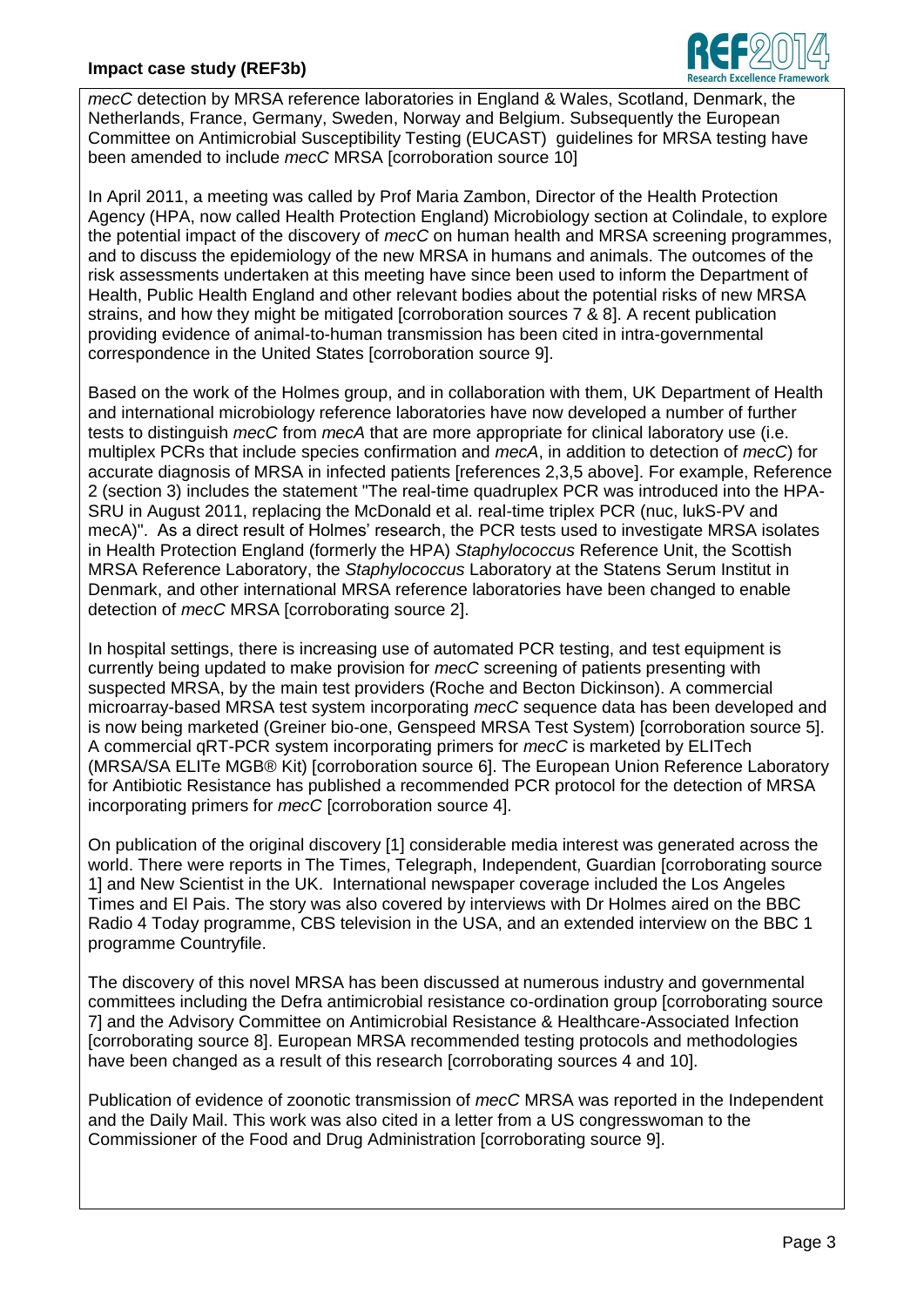*mecC* detection by MRSA reference laboratories in England & Wales, Scotland, Denmark, the Netherlands, France, Germany, Sweden, Norway and Belgium. Subsequently the European Committee on Antimicrobial Susceptibility Testing (EUCAST) guidelines for MRSA testing have been amended to include *mecC* MRSA [corroboration source 10]

In April 2011, a meeting was called by Prof Maria Zambon, Director of the Health Protection Agency (HPA, now called Health Protection England) Microbiology section at Colindale, to explore the potential impact of the discovery of *mecC* on human health and MRSA screening programmes, and to discuss the epidemiology of the new MRSA in humans and animals. The outcomes of the risk assessments undertaken at this meeting have since been used to inform the Department of Health, Public Health England and other relevant bodies about the potential risks of new MRSA strains, and how they might be mitigated [corroboration sources 7 & 8]. A recent publication providing evidence of animal-to-human transmission has been cited in intra-governmental correspondence in the United States [corroboration source 9].

Based on the work of the Holmes group, and in collaboration with them, UK Department of Health and international microbiology reference laboratories have now developed a number of further tests to distinguish *mecC* from *mecA* that are more appropriate for clinical laboratory use (i.e. multiplex PCRs that include species confirmation and *mecA*, in addition to detection of *mecC*) for accurate diagnosis of MRSA in infected patients [references 2,3,5 above]. For example, Reference 2 (section 3) includes the statement "The real-time quadruplex PCR was introduced into the HPA-SRU in August 2011, replacing the McDonald et al. real-time triplex PCR (nuc, lukS-PV and mecA)". As a direct result of Holmes' research, the PCR tests used to investigate MRSA isolates in Health Protection England (formerly the HPA) *Staphylococcus* Reference Unit, the Scottish MRSA Reference Laboratory, the *Staphylococcus* Laboratory at the Statens Serum Institut in Denmark, and other international MRSA reference laboratories have been changed to enable detection of *mecC* MRSA [corroborating source 2].

In hospital settings, there is increasing use of automated PCR testing, and test equipment is currently being updated to make provision for *mecC* screening of patients presenting with suspected MRSA, by the main test providers (Roche and Becton Dickinson). A commercial microarray-based MRSA test system incorporating *mecC* sequence data has been developed and is now being marketed (Greiner bio-one, Genspeed MRSA Test System) [corroboration source 5]. A commercial qRT-PCR system incorporating primers for *mecC* is marketed by ELITech (MRSA/SA ELITe MGB® Kit) [corroboration source 6]. The European Union Reference Laboratory for Antibiotic Resistance has published a recommended PCR protocol for the detection of MRSA incorporating primers for *mecC* [corroboration source 4].

On publication of the original discovery [1] considerable media interest was generated across the world. There were reports in The Times, Telegraph, Independent, Guardian [corroborating source 1] and New Scientist in the UK. International newspaper coverage included the Los Angeles Times and El Pais. The story was also covered by interviews with Dr Holmes aired on the BBC Radio 4 Today programme, CBS television in the USA, and an extended interview on the BBC 1 programme Countryfile.

The discovery of this novel MRSA has been discussed at numerous industry and governmental committees including the Defra antimicrobial resistance co-ordination group [corroborating source 7] and the Advisory Committee on Antimicrobial Resistance & Healthcare-Associated Infection [corroborating source 8]. European MRSA recommended testing protocols and methodologies have been changed as a result of this research [corroborating sources 4 and 10].

Publication of evidence of zoonotic transmission of *mecC* MRSA was reported in the Independent and the Daily Mail. This work was also cited in a letter from a US congresswoman to the Commissioner of the Food and Drug Administration [corroborating source 9].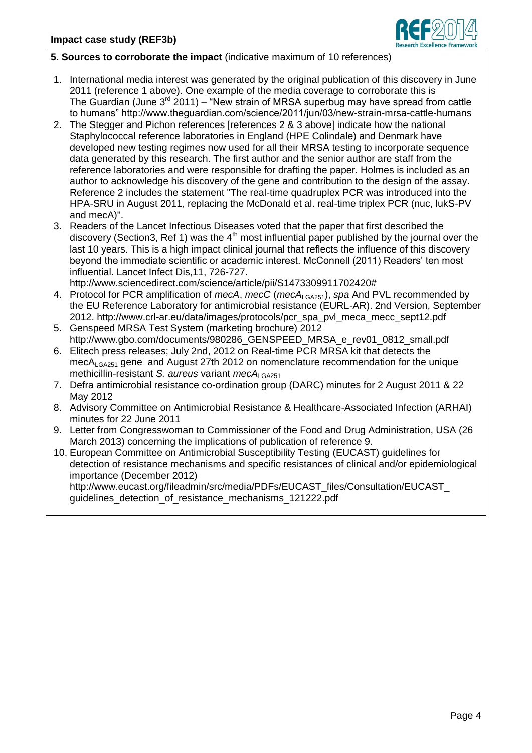**5. Sources to corroborate the impact** (indicative maximum of 10 references)

1. International media interest was generated by the original publication of this discovery in June 2011 (reference 1 above). One example of the media coverage to corroborate this is The Guardian (June 3rd 2011) – "New strain of MRSA superbug may have spread from cattle to humans" http://www.theguardian.com/science/2011/jun/03/new-strain-mrsa-cattle-humans
2. The Stegger and Pichon references [references 2 & 3 above] indicate how the national Staphylococcal reference laboratories in England (HPE Colindale) and Denmark have developed new testing regimes now used for all their MRSA testing to incorporate sequence data generated by this research. The first author and the senior author are staff from the reference laboratories and were responsible for drafting the paper. Holmes is included as an author to acknowledge his discovery of the gene and contribution to the design of the assay. Reference 2 includes the statement "The real-time quadruplex PCR was introduced into the HPA-SRU in August 2011, replacing the McDonald et al. real-time triplex PCR (nuc, lukS-PV and mecA)".
3. Readers of the Lancet Infectious Diseases voted that the paper that first described the discovery (Section3, Ref 1) was the 4th most influential paper published by the journal over the last 10 years. This is a high impact clinical journal that reflects the influence of this discovery beyond the immediate scientific or academic interest. McConnell (2011) Readers' ten most influential. Lancet Infect Dis,11, 726-727. http://www.sciencedirect.com/science/article/pii/S1473309911702420#
4. Protocol for PCR amplification of *mecA*, *mecC* ($mecA_{LGA251}$), *spa* And PVL recommended by the EU Reference Laboratory for antimicrobial resistance (EURL-AR). 2nd Version, September 2012. http://www.crl-ar.eu/data/images/protocols/pcr_spa_pvl_meca_mecc_sept12.pdf
5. Genspeed MRSA Test System (marketing brochure) 2012 http://www.gbo.com/documents/980286_GENSPEED_MRSA_e_rev01_0812_small.pdf
6. Elitech press releases; July 2nd, 2012 on Real-time PCR MRSA kit that detects the $mecA_{LGA251}$ gene and August 27th 2012 on nomenclature recommendation for the unique methicillin-resistant *S. aureus* variant $mecA_{LGA251}$
7. Defra antimicrobial resistance co-ordination group (DARC) minutes for 2 August 2011 & 22 May 2012
8. Advisory Committee on Antimicrobial Resistance & Healthcare-Associated Infection (ARHAI) minutes for 22 June 2011
9. Letter from Congresswoman to Commissioner of the Food and Drug Administration, USA (26 March 2013) concerning the implications of publication of reference 9.
10. European Committee on Antimicrobial Susceptibility Testing (EUCAST) guidelines for detection of resistance mechanisms and specific resistances of clinical and/or epidemiological importance (December 2012) http://www.eucast.org/fileadmin/src/media/PDFs/EUCAST_files/Consultation/EUCAST_guidelines_detection_of_resistance_mechanisms_121222.pdf